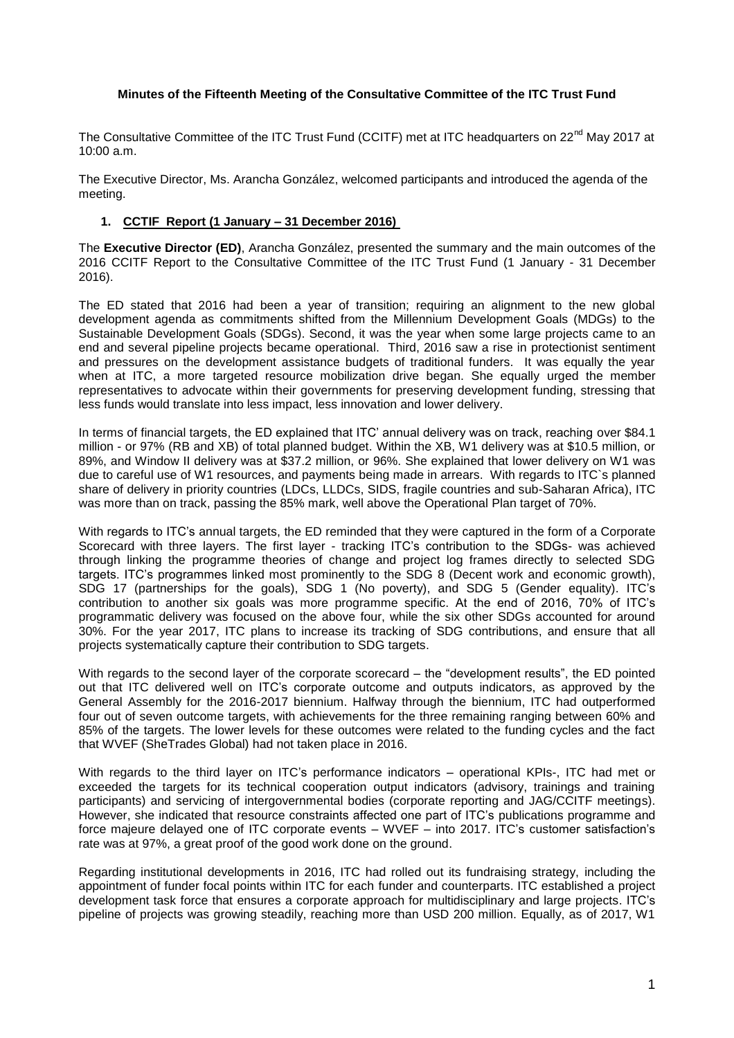**Minutes of the Fifteenth Meeting of the Consultative Committee of the ITC Trust Fund**

The Consultative Committee of the ITC Trust Fund (CCITF) met at ITC headquarters on 22nd May 2017 at 10:00 a.m.

The Executive Director, Ms. Arancha González, welcomed participants and introduced the agenda of the meeting.

1. **CCTIF Report (1 January – 31 December 2016)**

The **Executive Director (ED)**, Arancha González, presented the summary and the main outcomes of the 2016 CCITF Report to the Consultative Committee of the ITC Trust Fund (1 January - 31 December 2016).

The ED stated that 2016 had been a year of transition; requiring an alignment to the new global development agenda as commitments shifted from the Millennium Development Goals (MDGs) to the Sustainable Development Goals (SDGs). Second, it was the year when some large projects came to an end and several pipeline projects became operational. Third, 2016 saw a rise in protectionist sentiment and pressures on the development assistance budgets of traditional funders. It was equally the year when at ITC, a more targeted resource mobilization drive began. She equally urged the member representatives to advocate within their governments for preserving development funding, stressing that less funds would translate into less impact, less innovation and lower delivery.

In terms of financial targets, the ED explained that ITC' annual delivery was on track, reaching over $84.1 million - or 97% (RB and XB) of total planned budget. Within the XB, W1 delivery was at $10.5 million, or 89%, and Window II delivery was at $37.2 million, or 96%. She explained that lower delivery on W1 was due to careful use of W1 resources, and payments being made in arrears. With regards to ITC`s planned share of delivery in priority countries (LDCs, LLDCs, SIDS, fragile countries and sub-Saharan Africa), ITC was more than on track, passing the 85% mark, well above the Operational Plan target of 70%.

With regards to ITC's annual targets, the ED reminded that they were captured in the form of a Corporate Scorecard with three layers. The first layer - tracking ITC's contribution to the SDGs- was achieved through linking the programme theories of change and project log frames directly to selected SDG targets. ITC's programmes linked most prominently to the SDG 8 (Decent work and economic growth), SDG 17 (partnerships for the goals), SDG 1 (No poverty), and SDG 5 (Gender equality). ITC's contribution to another six goals was more programme specific. At the end of 2016, 70% of ITC's programmatic delivery was focused on the above four, while the six other SDGs accounted for around 30%. For the year 2017, ITC plans to increase its tracking of SDG contributions, and ensure that all projects systematically capture their contribution to SDG targets.

With regards to the second layer of the corporate scorecard – the "development results", the ED pointed out that ITC delivered well on ITC's corporate outcome and outputs indicators, as approved by the General Assembly for the 2016-2017 biennium. Halfway through the biennium, ITC had outperformed four out of seven outcome targets, with achievements for the three remaining ranging between 60% and 85% of the targets. The lower levels for these outcomes were related to the funding cycles and the fact that WVEF (SheTrades Global) had not taken place in 2016.

With regards to the third layer on ITC's performance indicators – operational KPIs-, ITC had met or exceeded the targets for its technical cooperation output indicators (advisory, trainings and training participants) and servicing of intergovernmental bodies (corporate reporting and JAG/CCITF meetings). However, she indicated that resource constraints affected one part of ITC's publications programme and force majeure delayed one of ITC corporate events – WVEF – into 2017. ITC's customer satisfaction's rate was at 97%, a great proof of the good work done on the ground.

Regarding institutional developments in 2016, ITC had rolled out its fundraising strategy, including the appointment of funder focal points within ITC for each funder and counterparts. ITC established a project development task force that ensures a corporate approach for multidisciplinary and large projects. ITC's pipeline of projects was growing steadily, reaching more than USD 200 million. Equally, as of 2017, W1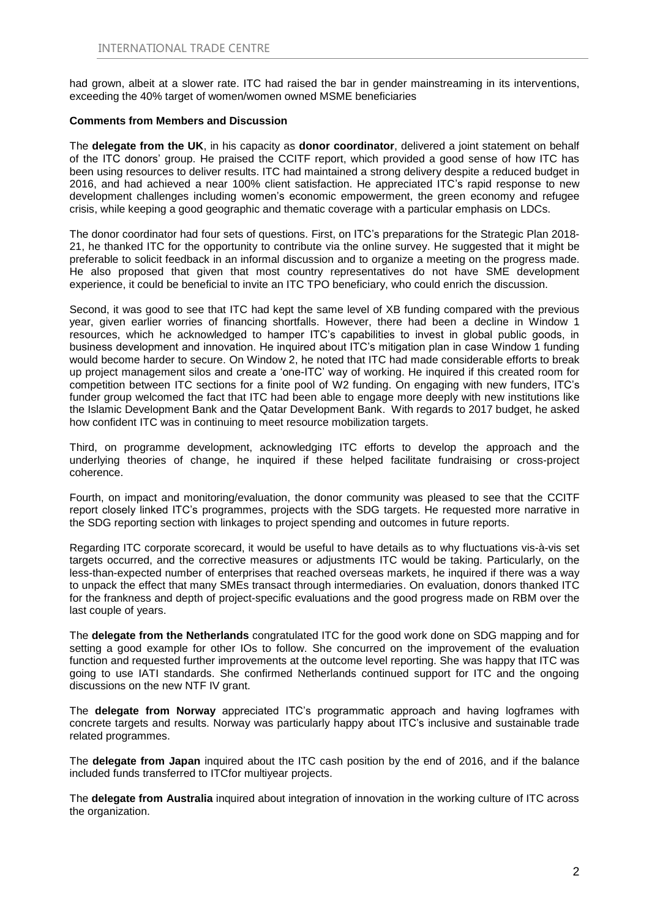had grown, albeit at a slower rate. ITC had raised the bar in gender mainstreaming in its interventions, exceeding the 40% target of women/women owned MSME beneficiaries

**Comments from Members and Discussion**

The **delegate from the UK**, in his capacity as **donor coordinator**, delivered a joint statement on behalf of the ITC donors' group. He praised the CCITF report, which provided a good sense of how ITC has been using resources to deliver results. ITC had maintained a strong delivery despite a reduced budget in 2016, and had achieved a near 100% client satisfaction. He appreciated ITC's rapid response to new development challenges including women's economic empowerment, the green economy and refugee crisis, while keeping a good geographic and thematic coverage with a particular emphasis on LDCs.

The donor coordinator had four sets of questions. First, on ITC's preparations for the Strategic Plan 2018-21, he thanked ITC for the opportunity to contribute via the online survey. He suggested that it might be preferable to solicit feedback in an informal discussion and to organize a meeting on the progress made. He also proposed that given that most country representatives do not have SME development experience, it could be beneficial to invite an ITC TPO beneficiary, who could enrich the discussion.

Second, it was good to see that ITC had kept the same level of XB funding compared with the previous year, given earlier worries of financing shortfalls. However, there had been a decline in Window 1 resources, which he acknowledged to hamper ITC's capabilities to invest in global public goods, in business development and innovation. He inquired about ITC's mitigation plan in case Window 1 funding would become harder to secure. On Window 2, he noted that ITC had made considerable efforts to break up project management silos and create a 'one-ITC' way of working. He inquired if this created room for competition between ITC sections for a finite pool of W2 funding. On engaging with new funders, ITC's funder group welcomed the fact that ITC had been able to engage more deeply with new institutions like the Islamic Development Bank and the Qatar Development Bank. With regards to 2017 budget, he asked how confident ITC was in continuing to meet resource mobilization targets.

Third, on programme development, acknowledging ITC efforts to develop the approach and the underlying theories of change, he inquired if these helped facilitate fundraising or cross-project coherence.

Fourth, on impact and monitoring/evaluation, the donor community was pleased to see that the CCITF report closely linked ITC's programmes, projects with the SDG targets. He requested more narrative in the SDG reporting section with linkages to project spending and outcomes in future reports.

Regarding ITC corporate scorecard, it would be useful to have details as to why fluctuations vis-à-vis set targets occurred, and the corrective measures or adjustments ITC would be taking. Particularly, on the less-than-expected number of enterprises that reached overseas markets, he inquired if there was a way to unpack the effect that many SMEs transact through intermediaries. On evaluation, donors thanked ITC for the frankness and depth of project-specific evaluations and the good progress made on RBM over the last couple of years.

The **delegate from the Netherlands** congratulated ITC for the good work done on SDG mapping and for setting a good example for other IOs to follow. She concurred on the improvement of the evaluation function and requested further improvements at the outcome level reporting. She was happy that ITC was going to use IATI standards. She confirmed Netherlands continued support for ITC and the ongoing discussions on the new NTF IV grant.

The **delegate from Norway** appreciated ITC's programmatic approach and having logframes with concrete targets and results. Norway was particularly happy about ITC's inclusive and sustainable trade related programmes.

The **delegate from Japan** inquired about the ITC cash position by the end of 2016, and if the balance included funds transferred to ITCfor multiyear projects.

The **delegate from Australia** inquired about integration of innovation in the working culture of ITC across the organization.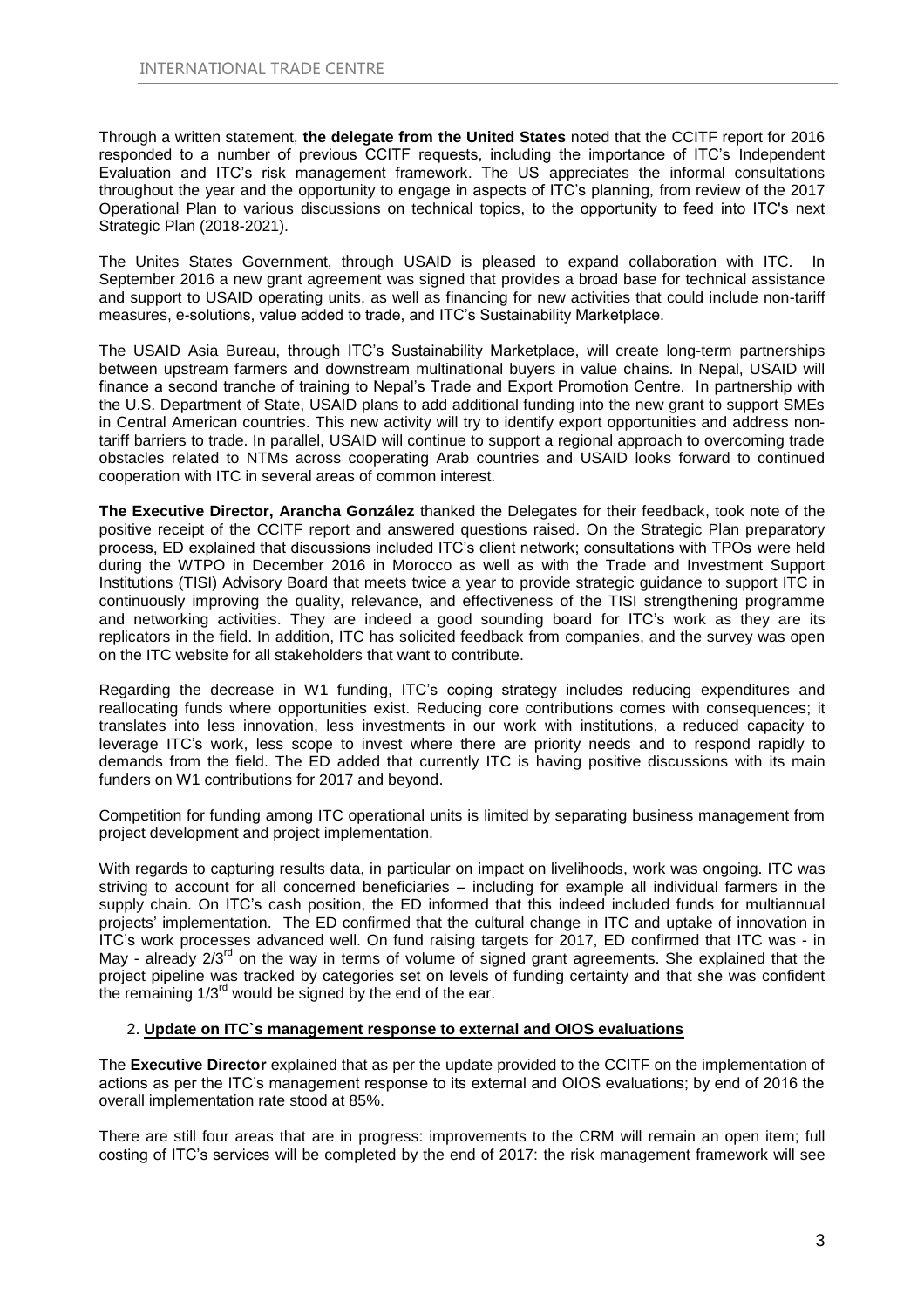Through a written statement, **the delegate from the United States** noted that the CCITF report for 2016 responded to a number of previous CCITF requests, including the importance of ITC's Independent Evaluation and ITC's risk management framework. The US appreciates the informal consultations throughout the year and the opportunity to engage in aspects of ITC's planning, from review of the 2017 Operational Plan to various discussions on technical topics, to the opportunity to feed into ITC's next Strategic Plan (2018-2021).

The Unites States Government, through USAID is pleased to expand collaboration with ITC. In September 2016 a new grant agreement was signed that provides a broad base for technical assistance and support to USAID operating units, as well as financing for new activities that could include non-tariff measures, e-solutions, value added to trade, and ITC's Sustainability Marketplace.

The USAID Asia Bureau, through ITC's Sustainability Marketplace, will create long-term partnerships between upstream farmers and downstream multinational buyers in value chains. In Nepal, USAID will finance a second tranche of training to Nepal's Trade and Export Promotion Centre. In partnership with the U.S. Department of State, USAID plans to add additional funding into the new grant to support SMEs in Central American countries. This new activity will try to identify export opportunities and address non-tariff barriers to trade. In parallel, USAID will continue to support a regional approach to overcoming trade obstacles related to NTMs across cooperating Arab countries and USAID looks forward to continued cooperation with ITC in several areas of common interest.

**The Executive Director, Arancha González** thanked the Delegates for their feedback, took note of the positive receipt of the CCITF report and answered questions raised. On the Strategic Plan preparatory process, ED explained that discussions included ITC's client network; consultations with TPOs were held during the WTPO in December 2016 in Morocco as well as with the Trade and Investment Support Institutions (TISI) Advisory Board that meets twice a year to provide strategic guidance to support ITC in continuously improving the quality, relevance, and effectiveness of the TISI strengthening programme and networking activities. They are indeed a good sounding board for ITC's work as they are its replicators in the field. In addition, ITC has solicited feedback from companies, and the survey was open on the ITC website for all stakeholders that want to contribute.

Regarding the decrease in W1 funding, ITC's coping strategy includes reducing expenditures and reallocating funds where opportunities exist. Reducing core contributions comes with consequences; it translates into less innovation, less investments in our work with institutions, a reduced capacity to leverage ITC's work, less scope to invest where there are priority needs and to respond rapidly to demands from the field. The ED added that currently ITC is having positive discussions with its main funders on W1 contributions for 2017 and beyond.

Competition for funding among ITC operational units is limited by separating business management from project development and project implementation.

With regards to capturing results data, in particular on impact on livelihoods, work was ongoing. ITC was striving to account for all concerned beneficiaries – including for example all individual farmers in the supply chain. On ITC's cash position, the ED informed that this indeed included funds for multiannual projects' implementation. The ED confirmed that the cultural change in ITC and uptake of innovation in ITC's work processes advanced well. On fund raising targets for 2017, ED confirmed that ITC was - in May - already 2/3rd on the way in terms of volume of signed grant agreements. She explained that the project pipeline was tracked by categories set on levels of funding certainty and that she was confident the remaining 1/3rd would be signed by the end of the ear.

2. **Update on ITC`s management response to external and OIOS evaluations**

The **Executive Director** explained that as per the update provided to the CCITF on the implementation of actions as per the ITC's management response to its external and OIOS evaluations; by end of 2016 the overall implementation rate stood at 85%.

There are still four areas that are in progress: improvements to the CRM will remain an open item; full costing of ITC's services will be completed by the end of 2017: the risk management framework will see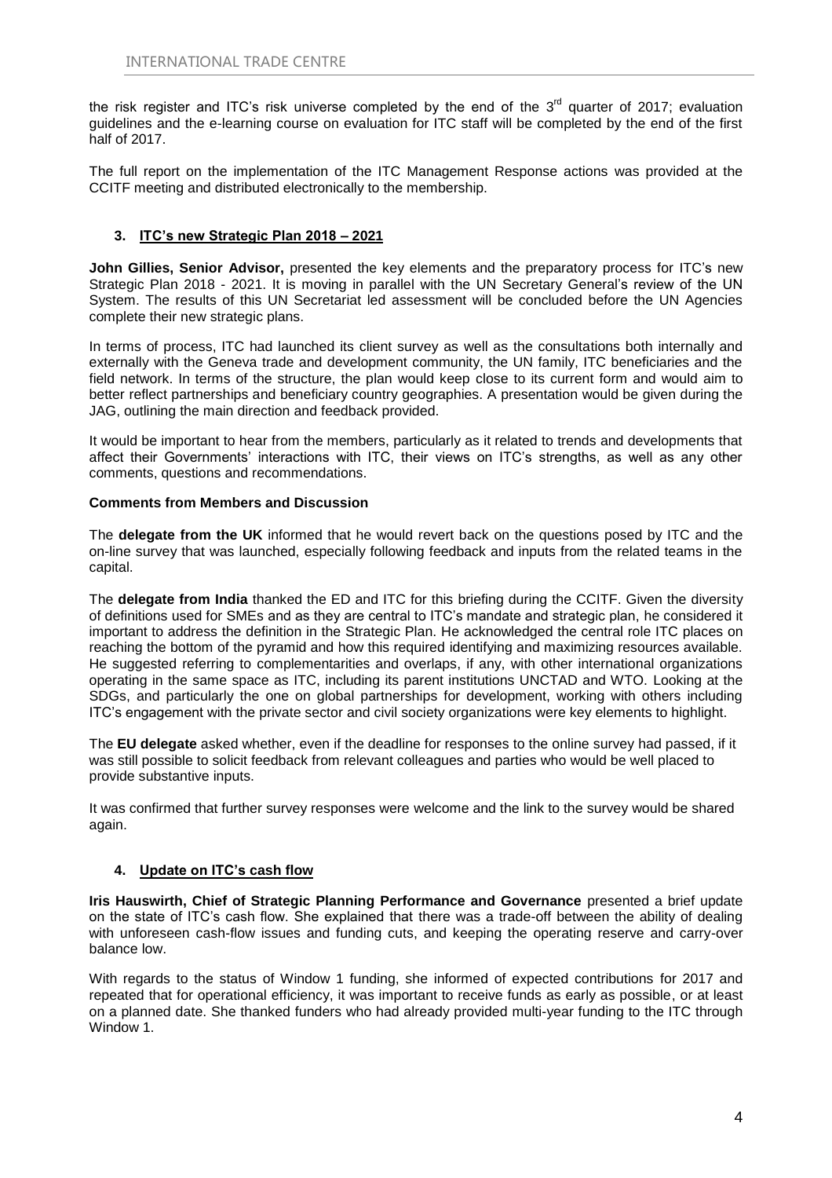the risk register and ITC's risk universe completed by the end of the 3rd quarter of 2017; evaluation guidelines and the e-learning course on evaluation for ITC staff will be completed by the end of the first half of 2017.

The full report on the implementation of the ITC Management Response actions was provided at the CCITF meeting and distributed electronically to the membership.

## 3. ITC's new Strategic Plan 2018 – 2021

**John Gillies, Senior Advisor,** presented the key elements and the preparatory process for ITC's new Strategic Plan 2018 - 2021. It is moving in parallel with the UN Secretary General's review of the UN System. The results of this UN Secretariat led assessment will be concluded before the UN Agencies complete their new strategic plans.

In terms of process, ITC had launched its client survey as well as the consultations both internally and externally with the Geneva trade and development community, the UN family, ITC beneficiaries and the field network. In terms of the structure, the plan would keep close to its current form and would aim to better reflect partnerships and beneficiary country geographies. A presentation would be given during the JAG, outlining the main direction and feedback provided.

It would be important to hear from the members, particularly as it related to trends and developments that affect their Governments' interactions with ITC, their views on ITC's strengths, as well as any other comments, questions and recommendations.

### Comments from Members and Discussion

The **delegate from the UK** informed that he would revert back on the questions posed by ITC and the on-line survey that was launched, especially following feedback and inputs from the related teams in the capital.

The **delegate from India** thanked the ED and ITC for this briefing during the CCITF. Given the diversity of definitions used for SMEs and as they are central to ITC's mandate and strategic plan, he considered it important to address the definition in the Strategic Plan. He acknowledged the central role ITC places on reaching the bottom of the pyramid and how this required identifying and maximizing resources available. He suggested referring to complementarities and overlaps, if any, with other international organizations operating in the same space as ITC, including its parent institutions UNCTAD and WTO. Looking at the SDGs, and particularly the one on global partnerships for development, working with others including ITC's engagement with the private sector and civil society organizations were key elements to highlight.

The **EU delegate** asked whether, even if the deadline for responses to the online survey had passed, if it was still possible to solicit feedback from relevant colleagues and parties who would be well placed to provide substantive inputs.

It was confirmed that further survey responses were welcome and the link to the survey would be shared again.

## 4. Update on ITC's cash flow

**Iris Hauswirth, Chief of Strategic Planning Performance and Governance** presented a brief update on the state of ITC's cash flow. She explained that there was a trade-off between the ability of dealing with unforeseen cash-flow issues and funding cuts, and keeping the operating reserve and carry-over balance low.

With regards to the status of Window 1 funding, she informed of expected contributions for 2017 and repeated that for operational efficiency, it was important to receive funds as early as possible, or at least on a planned date. She thanked funders who had already provided multi-year funding to the ITC through Window 1.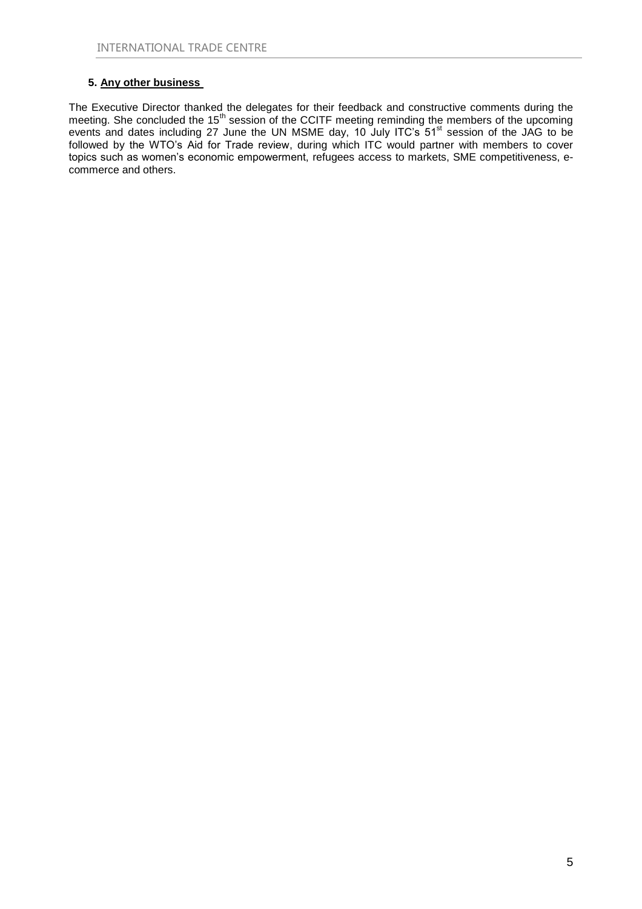### 5. Any other business

The Executive Director thanked the delegates for their feedback and constructive comments during the meeting. She concluded the 15th session of the CCITF meeting reminding the members of the upcoming events and dates including 27 June the UN MSME day, 10 July ITC's 51st session of the JAG to be followed by the WTO's Aid for Trade review, during which ITC would partner with members to cover topics such as women's economic empowerment, refugees access to markets, SME competitiveness, e-commerce and others.